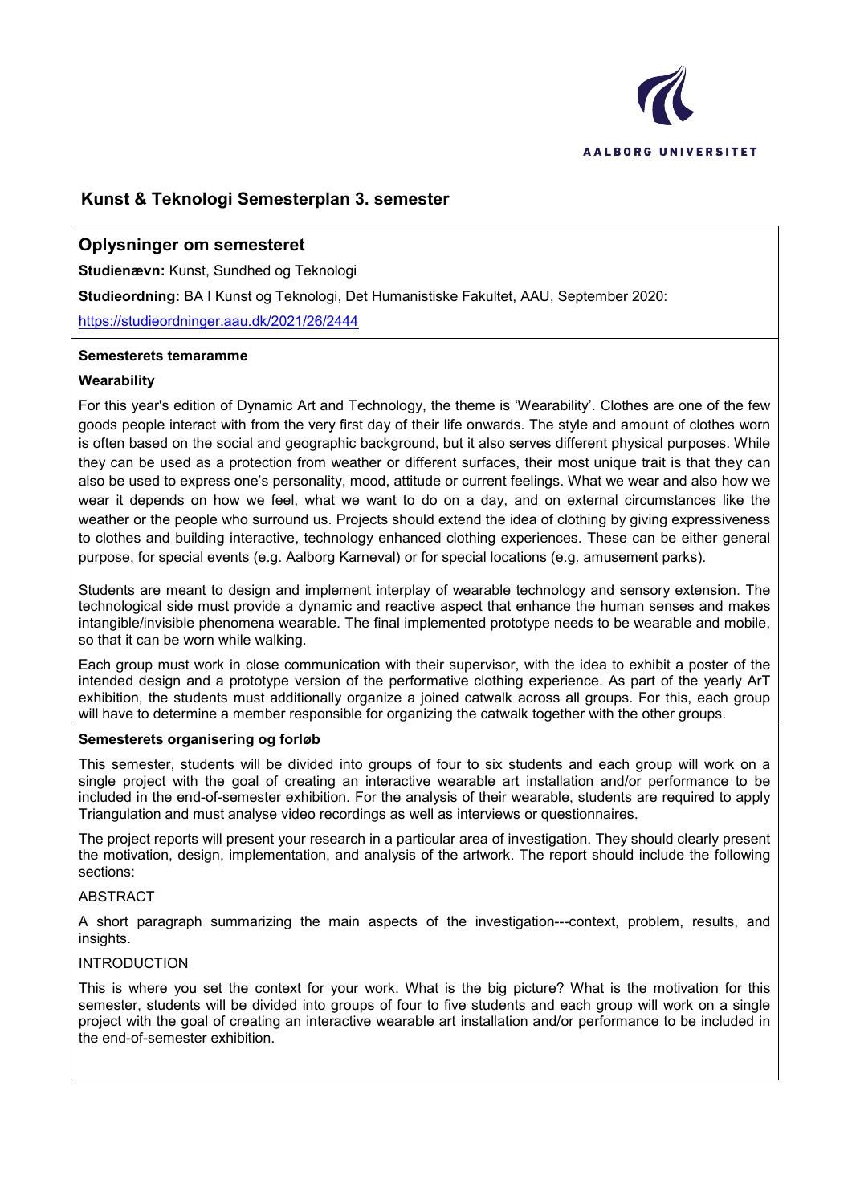# Kunst & Teknologi Semesterplan 3. semester

## Oplysninger om semesteret

**Studienævn:** Kunst, Sundhed og Teknologi

**Studieordning:** BA I Kunst og Teknologi, Det Humanistiske Fakultet, AAU, September 2020: https://studieordninger.aau.dk/2021/26/2444

**Semesterets temaramme**

**Wearability**

For this year's edition of Dynamic Art and Technology, the theme is 'Wearability'. Clothes are one of the few goods people interact with from the very first day of their life onwards. The style and amount of clothes worn is often based on the social and geographic background, but it also serves different physical purposes. While they can be used as a protection from weather or different surfaces, their most unique trait is that they can also be used to express one's personality, mood, attitude or current feelings. What we wear and also how we wear it depends on how we feel, what we want to do on a day, and on external circumstances like the weather or the people who surround us. Projects should extend the idea of clothing by giving expressiveness to clothes and building interactive, technology enhanced clothing experiences. These can be either general purpose, for special events (e.g. Aalborg Karneval) or for special locations (e.g. amusement parks).

Students are meant to design and implement interplay of wearable technology and sensory extension. The technological side must provide a dynamic and reactive aspect that enhance the human senses and makes intangible/invisible phenomena wearable. The final implemented prototype needs to be wearable and mobile, so that it can be worn while walking.

Each group must work in close communication with their supervisor, with the idea to exhibit a poster of the intended design and a prototype version of the performative clothing experience. As part of the yearly ArT exhibition, the students must additionally organize a joined catwalk across all groups. For this, each group will have to determine a member responsible for organizing the catwalk together with the other groups.

**Semesterets organisering og forløb**

This semester, students will be divided into groups of four to six students and each group will work on a single project with the goal of creating an interactive wearable art installation and/or performance to be included in the end-of-semester exhibition. For the analysis of their wearable, students are required to apply Triangulation and must analyse video recordings as well as interviews or questionnaires.

The project reports will present your research in a particular area of investigation. They should clearly present the motivation, design, implementation, and analysis of the artwork. The report should include the following sections:

ABSTRACT

A short paragraph summarizing the main aspects of the investigation---context, problem, results, and insights.

INTRODUCTION

This is where you set the context for your work. What is the big picture? What is the motivation for this semester, students will be divided into groups of four to five students and each group will work on a single project with the goal of creating an interactive wearable art installation and/or performance to be included in the end-of-semester exhibition.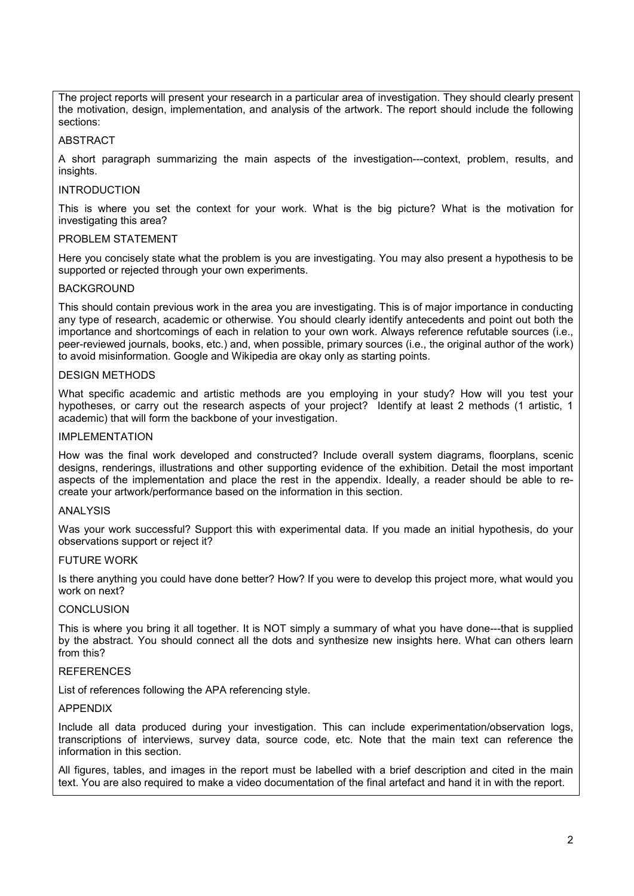The project reports will present your research in a particular area of investigation. They should clearly present the motivation, design, implementation, and analysis of the artwork. The report should include the following sections:

## ABSTRACT

A short paragraph summarizing the main aspects of the investigation---context, problem, results, and insights.

## INTRODUCTION

This is where you set the context for your work. What is the big picture? What is the motivation for investigating this area?

## PROBLEM STATEMENT

Here you concisely state what the problem is you are investigating. You may also present a hypothesis to be supported or rejected through your own experiments.

## BACKGROUND

This should contain previous work in the area you are investigating. This is of major importance in conducting any type of research, academic or otherwise. You should clearly identify antecedents and point out both the importance and shortcomings of each in relation to your own work. Always reference refutable sources (i.e., peer-reviewed journals, books, etc.) and, when possible, primary sources (i.e., the original author of the work) to avoid misinformation. Google and Wikipedia are okay only as starting points.

## DESIGN METHODS

What specific academic and artistic methods are you employing in your study? How will you test your hypotheses, or carry out the research aspects of your project? Identify at least 2 methods (1 artistic, 1 academic) that will form the backbone of your investigation.

## IMPLEMENTATION

How was the final work developed and constructed? Include overall system diagrams, floorplans, scenic designs, renderings, illustrations and other supporting evidence of the exhibition. Detail the most important aspects of the implementation and place the rest in the appendix. Ideally, a reader should be able to re-create your artwork/performance based on the information in this section.

## ANALYSIS

Was your work successful? Support this with experimental data. If you made an initial hypothesis, do your observations support or reject it?

## FUTURE WORK

Is there anything you could have done better? How? If you were to develop this project more, what would you work on next?

## CONCLUSION

This is where you bring it all together. It is NOT simply a summary of what you have done---that is supplied by the abstract. You should connect all the dots and synthesize new insights here. What can others learn from this?

## REFERENCES

List of references following the APA referencing style.

## APPENDIX

Include all data produced during your investigation. This can include experimentation/observation logs, transcriptions of interviews, survey data, source code, etc. Note that the main text can reference the information in this section.

All figures, tables, and images in the report must be labelled with a brief description and cited in the main text. You are also required to make a video documentation of the final artefact and hand it in with the report.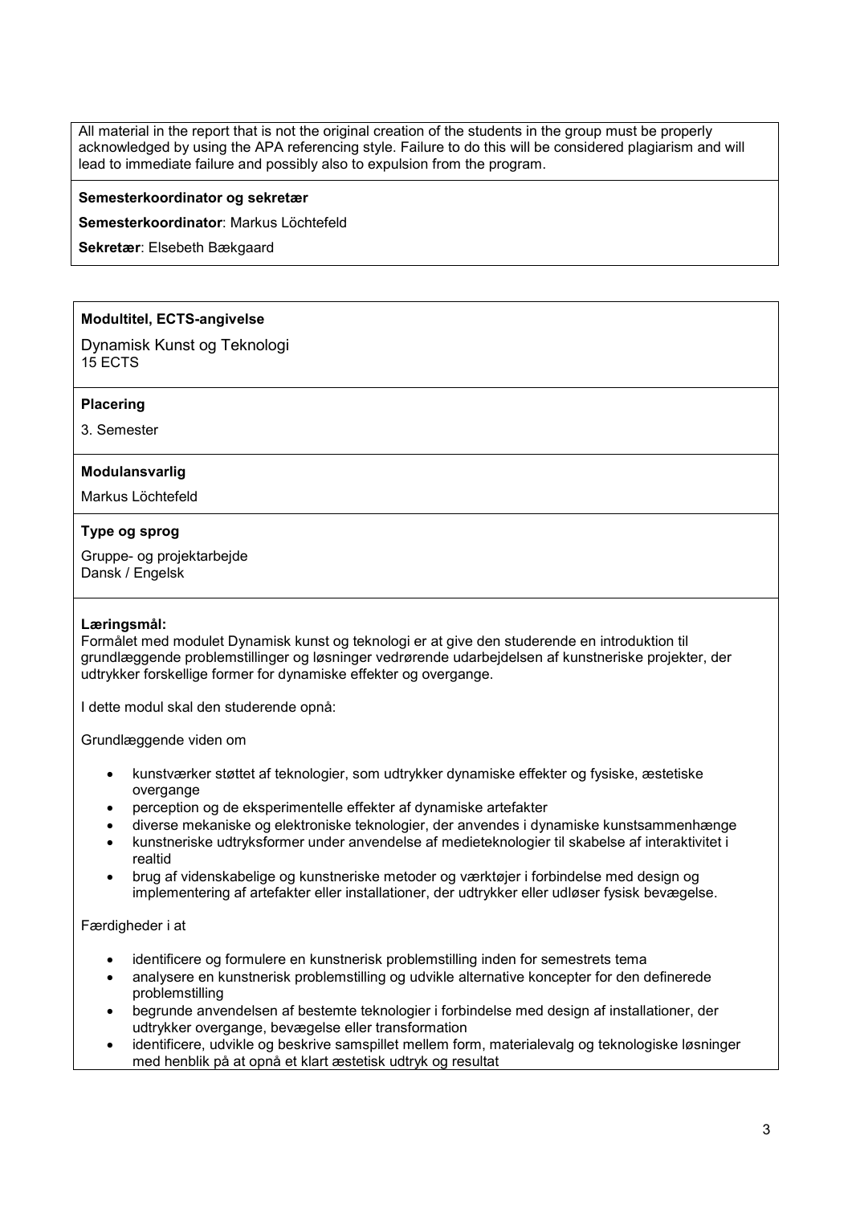All material in the report that is not the original creation of the students in the group must be properly acknowledged by using the APA referencing style. Failure to do this will be considered plagiarism and will lead to immediate failure and possibly also to expulsion from the program.

**Semesterkoordinator og sekretær**

**Semesterkoordinator**: Markus Löchtefeld

**Sekretær**: Elsebeth Bækgaard

**Modultitel, ECTS-angivelse**

Dynamisk Kunst og Teknologi
15 ECTS

**Placering**

3. Semester

**Modulansvarlig**

Markus Löchtefeld

**Type og sprog**

Gruppe- og projektarbejde
Dansk / Engelsk

**Læringsmål:**
Formålet med modulet Dynamisk kunst og teknologi er at give den studerende en introduktion til grundlæggende problemstillinger og løsninger vedrørende udarbejdelsen af kunstneriske projekter, der udtrykker forskellige former for dynamiske effekter og overgange.

I dette modul skal den studerende opnå:

Grundlæggende viden om

- kunstværker støttet af teknologier, som udtrykker dynamiske effekter og fysiske, æstetiske overgange
- perception og de eksperimentelle effekter af dynamiske artefakter
- diverse mekaniske og elektroniske teknologier, der anvendes i dynamiske kunstsammenhænge
- kunstneriske udtryksformer under anvendelse af medieteknologier til skabelse af interaktivitet i realtid
- brug af videnskabelige og kunstneriske metoder og værktøjer i forbindelse med design og implementering af artefakter eller installationer, der udtrykker eller udløser fysisk bevægelse.

Færdigheder i at

- identificere og formulere en kunstnerisk problemstilling inden for semestrets tema
- analysere en kunstnerisk problemstilling og udvikle alternative koncepter for den definerede problemstilling
- begrunde anvendelsen af bestemte teknologier i forbindelse med design af installationer, der udtrykker overgange, bevægelse eller transformation
- identificere, udvikle og beskrive samspillet mellem form, materialevalg og teknologiske løsninger med henblik på at opnå et klart æstetisk udtryk og resultat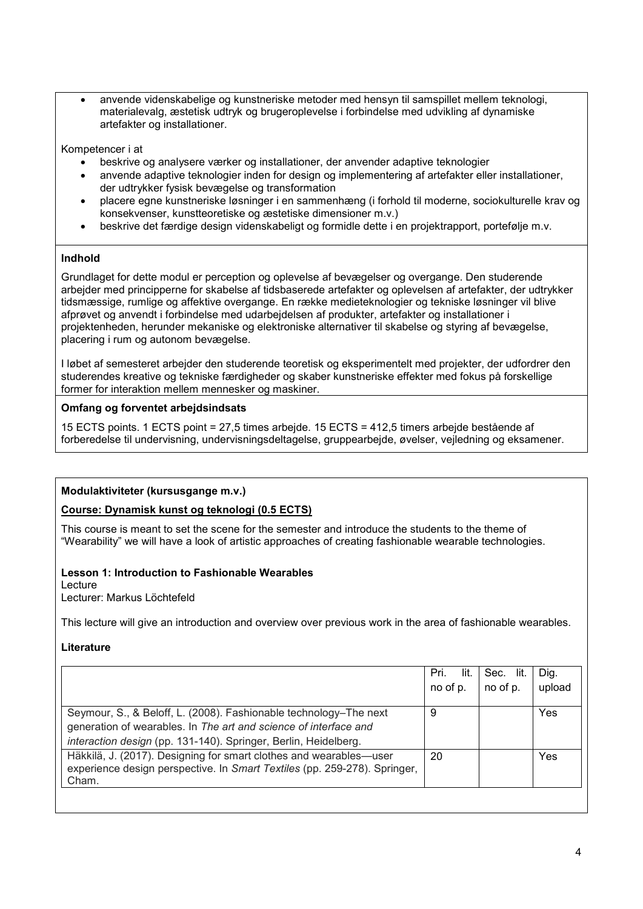- anvende videnskabelige og kunstneriske metoder med hensyn til samspillet mellem teknologi, materialevalg, æstetisk udtryk og brugeroplevelse i forbindelse med udvikling af dynamiske artefakter og installationer.

Kompetencer i at

- beskrive og analysere værker og installationer, der anvender adaptive teknologier
- anvende adaptive teknologier inden for design og implementering af artefakter eller installationer, der udtrykker fysisk bevægelse og transformation
- placere egne kunstneriske løsninger i en sammenhæng (i forhold til moderne, sociokulturelle krav og konsekvenser, kunstteoretiske og æstetiske dimensioner m.v.)
- beskrive det færdige design videnskabeligt og formidle dette i en projektrapport, portefølje m.v.

**Indhold**

Grundlaget for dette modul er perception og oplevelse af bevægelser og overgange. Den studerende arbejder med principperne for skabelse af tidsbaserede artefakter og oplevelsen af artefakter, der udtrykker tidsmæssige, rumlige og affektive overgange. En række medieteknologier og tekniske løsninger vil blive afprøvet og anvendt i forbindelse med udarbejdelsen af produkter, artefakter og installationer i projektenheden, herunder mekaniske og elektroniske alternativer til skabelse og styring af bevægelse, placering i rum og autonom bevægelse.

I løbet af semesteret arbejder den studerende teoretisk og eksperimentelt med projekter, der udfordrer den studerendes kreative og tekniske færdigheder og skaber kunstneriske effekter med fokus på forskellige former for interaktion mellem mennesker og maskiner.

**Omfang og forventet arbejdsindsats**

15 ECTS points. 1 ECTS point = 27,5 times arbejde. 15 ECTS = 412,5 timers arbejde bestående af forberedelse til undervisning, undervisningsdeltagelse, gruppearbejde, øvelser, vejledning og eksamener.

**Modulaktiviteter (kursusgange m.v.)**

**Course: Dynamisk kunst og teknologi (0.5 ECTS)**

This course is meant to set the scene for the semester and introduce the students to the theme of "Wearability" we will have a look of artistic approaches of creating fashionable wearable technologies.

**Lesson 1: Introduction to Fashionable Wearables**
Lecture
Lecturer: Markus Löchtefeld

This lecture will give an introduction and overview over previous work in the area of fashionable wearables.

**Literature**

| | Pri. lit. no of p. | Sec. lit. no of p. | Dig. upload |
|---|---|---|---|
| Seymour, S., & Beloff, L. (2008). Fashionable technology–The next generation of wearables. In *The art and science of interface and interaction design* (pp. 131-140). Springer, Berlin, Heidelberg. | 9 | | Yes |
| Häkkilä, J. (2017). Designing for smart clothes and wearables—user experience design perspective. In *Smart Textiles* (pp. 259-278). Springer, Cham. | 20 | | Yes |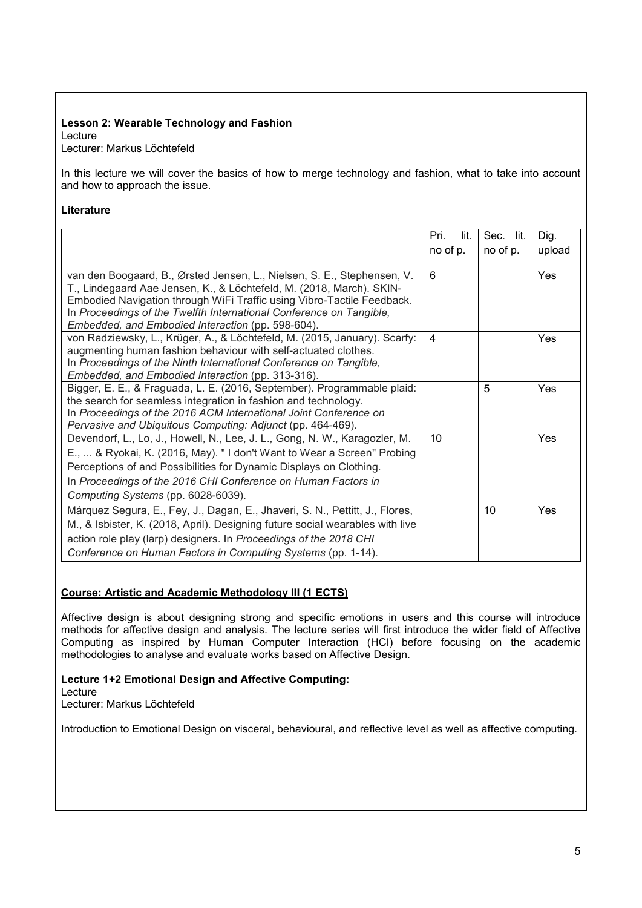**Lesson 2: Wearable Technology and Fashion**
Lecture
Lecturer: Markus Löchtefeld

In this lecture we will cover the basics of how to merge technology and fashion, what to take into account and how to approach the issue.

**Literature**

| | Pri. lit. no of p. | Sec. lit. no of p. | Dig. upload |
|---|---|---|---|
| van den Boogaard, B., Ørsted Jensen, L., Nielsen, S. E., Stephensen, V. T., Lindegaard Aae Jensen, K., & Löchtefeld, M. (2018, March). SKIN-Embodied Navigation through WiFi Traffic using Vibro-Tactile Feedback. In *Proceedings of the Twelfth International Conference on Tangible, Embedded, and Embodied Interaction* (pp. 598-604). | 6 | | Yes |
| von Radziewsky, L., Krüger, A., & Löchtefeld, M. (2015, January). Scarfy: augmenting human fashion behaviour with self-actuated clothes. In *Proceedings of the Ninth International Conference on Tangible, Embedded, and Embodied Interaction* (pp. 313-316). | 4 | | Yes |
| Bigger, E. E., & Fraguada, L. E. (2016, September). Programmable plaid: the search for seamless integration in fashion and technology. In *Proceedings of the 2016 ACM International Joint Conference on Pervasive and Ubiquitous Computing: Adjunct* (pp. 464-469). | | 5 | Yes |
| Devendorf, L., Lo, J., Howell, N., Lee, J. L., Gong, N. W., Karagozler, M. E., ... & Ryokai, K. (2016, May). " I don't Want to Wear a Screen" Probing Perceptions of and Possibilities for Dynamic Displays on Clothing. In *Proceedings of the 2016 CHI Conference on Human Factors in Computing Systems* (pp. 6028-6039). | 10 | | Yes |
| Márquez Segura, E., Fey, J., Dagan, E., Jhaveri, S. N., Pettitt, J., Flores, M., & Isbister, K. (2018, April). Designing future social wearables with live action role play (larp) designers. In *Proceedings of the 2018 CHI Conference on Human Factors in Computing Systems* (pp. 1-14). | | 10 | Yes |

**Course: Artistic and Academic Methodology III (1 ECTS)**

Affective design is about designing strong and specific emotions in users and this course will introduce methods for affective design and analysis. The lecture series will first introduce the wider field of Affective Computing as inspired by Human Computer Interaction (HCI) before focusing on the academic methodologies to analyse and evaluate works based on Affective Design.

**Lecture 1+2 Emotional Design and Affective Computing:**
Lecture
Lecturer: Markus Löchtefeld

Introduction to Emotional Design on visceral, behavioural, and reflective level as well as affective computing.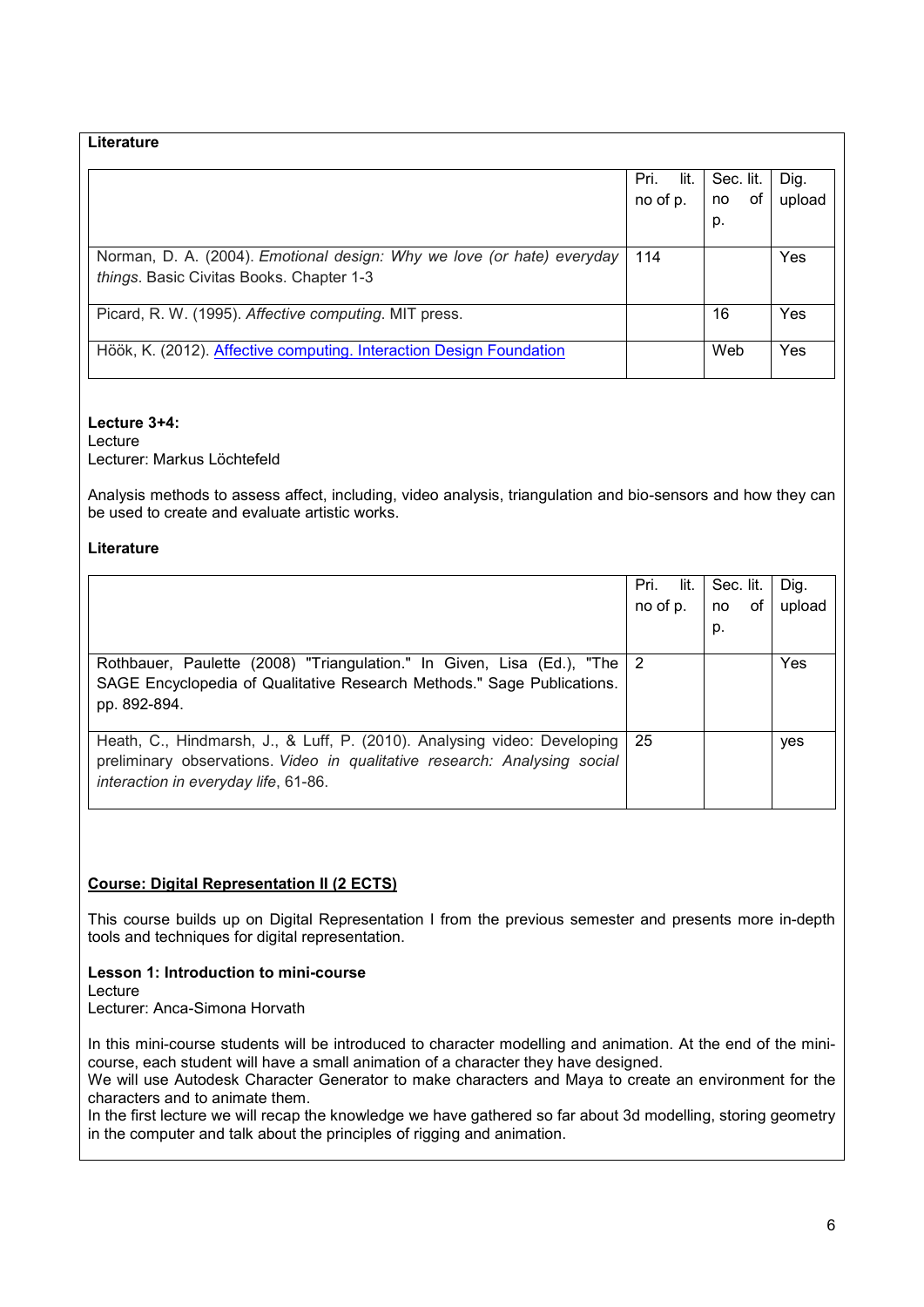**Literature**

| | Pri. lit. no of p. | Sec. lit. no of p. | Dig. upload |
|---|---|---|---|
| Norman, D. A. (2004). *Emotional design: Why we love (or hate) everyday things*. Basic Civitas Books. Chapter 1-3 | 114 | | Yes |
| Picard, R. W. (1995). *Affective computing*. MIT press. | | 16 | Yes |
| Höök, K. (2012). [Affective computing. Interaction Design Foundation]() | | Web | Yes |

**Lecture 3+4:**
Lecture
Lecturer: Markus Löchtefeld

Analysis methods to assess affect, including, video analysis, triangulation and bio-sensors and how they can be used to create and evaluate artistic works.

**Literature**

| | Pri. lit. no of p. | Sec. lit. no of p. | Dig. upload |
|---|---|---|---|
| Rothbauer, Paulette (2008) "Triangulation." In Given, Lisa (Ed.), "The SAGE Encyclopedia of Qualitative Research Methods." Sage Publications. pp. 892-894. | 2 | | Yes |
| Heath, C., Hindmarsh, J., & Luff, P. (2010). Analysing video: Developing preliminary observations. *Video in qualitative research: Analysing social interaction in everyday life*, 61-86. | 25 | | yes |

**Course: Digital Representation II (2 ECTS)**

This course builds up on Digital Representation I from the previous semester and presents more in-depth tools and techniques for digital representation.

**Lesson 1: Introduction to mini-course**
Lecture
Lecturer: Anca-Simona Horvath

In this mini-course students will be introduced to character modelling and animation. At the end of the mini-course, each student will have a small animation of a character they have designed.
We will use Autodesk Character Generator to make characters and Maya to create an environment for the characters and to animate them.
In the first lecture we will recap the knowledge we have gathered so far about 3d modelling, storing geometry in the computer and talk about the principles of rigging and animation.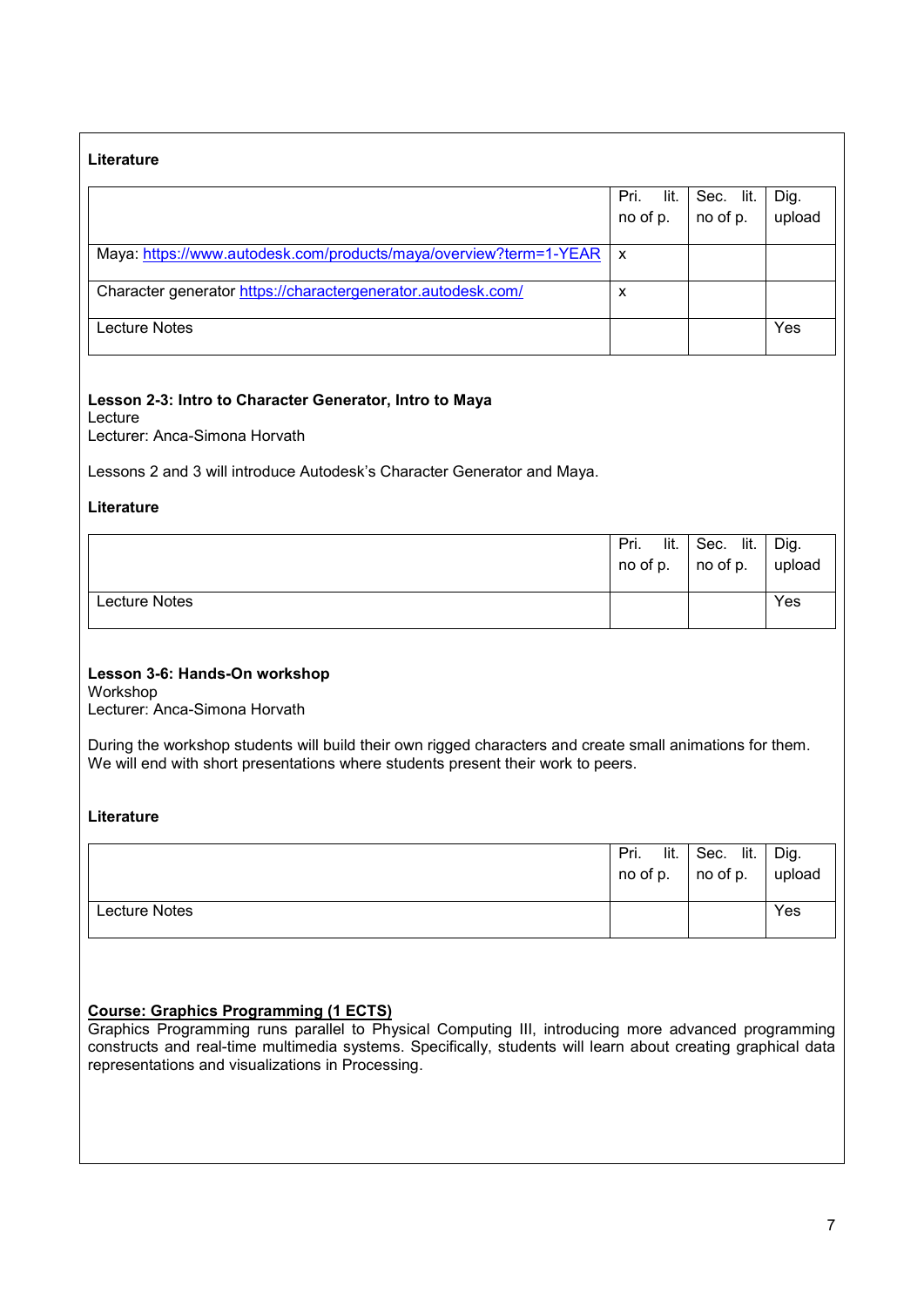**Literature**

| | Pri. lit. no of p. | Sec. lit. no of p. | Dig. upload |
|---|---|---|---|
| Maya: https://www.autodesk.com/products/maya/overview?term=1-YEAR | x | | |
| Character generator https://charactergenerator.autodesk.com/ | x | | |
| Lecture Notes | | | Yes |

**Lesson 2-3: Intro to Character Generator, Intro to Maya**
Lecture
Lecturer: Anca-Simona Horvath

Lessons 2 and 3 will introduce Autodesk's Character Generator and Maya.

**Literature**

| | Pri. lit. no of p. | Sec. lit. no of p. | Dig. upload |
|---|---|---|---|
| Lecture Notes | | | Yes |

**Lesson 3-6: Hands-On workshop**
Workshop
Lecturer: Anca-Simona Horvath

During the workshop students will build their own rigged characters and create small animations for them. We will end with short presentations where students present their work to peers.

**Literature**

| | Pri. lit. no of p. | Sec. lit. no of p. | Dig. upload |
|---|---|---|---|
| Lecture Notes | | | Yes |

**Course: Graphics Programming (1 ECTS)**
Graphics Programming runs parallel to Physical Computing III, introducing more advanced programming constructs and real-time multimedia systems. Specifically, students will learn about creating graphical data representations and visualizations in Processing.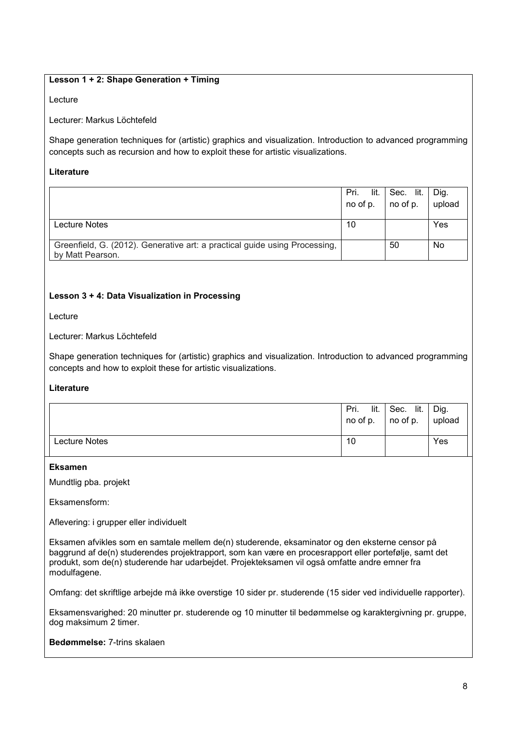**Lesson 1 + 2: Shape Generation + Timing**

Lecture

Lecturer: Markus Löchtefeld

Shape generation techniques for (artistic) graphics and visualization. Introduction to advanced programming concepts such as recursion and how to exploit these for artistic visualizations.

**Literature**

| | Pri. lit. no of p. | Sec. lit. no of p. | Dig. upload |
|---|---|---|---|
| Lecture Notes | 10 | | Yes |
| Greenfield, G. (2012). Generative art: a practical guide using Processing, by Matt Pearson. | | 50 | No |

**Lesson 3 + 4: Data Visualization in Processing**

Lecture

Lecturer: Markus Löchtefeld

Shape generation techniques for (artistic) graphics and visualization. Introduction to advanced programming concepts and how to exploit these for artistic visualizations.

**Literature**

| | Pri. lit. no of p. | Sec. lit. no of p. | Dig. upload |
|---|---|---|---|
| Lecture Notes | 10 | | Yes |

**Eksamen**

Mundtlig pba. projekt

Eksamensform:

Aflevering: i grupper eller individuelt

Eksamen afvikles som en samtale mellem de(n) studerende, eksaminator og den eksterne censor på baggrund af de(n) studerendes projektrapport, som kan være en procesrapport eller portefølje, samt det produkt, som de(n) studerende har udarbejdet. Projekteksamen vil også omfatte andre emner fra modulfagene.

Omfang: det skriftlige arbejde må ikke overstige 10 sider pr. studerende (15 sider ved individuelle rapporter).

Eksamensvarighed: 20 minutter pr. studerende og 10 minutter til bedømmelse og karaktergivning pr. gruppe, dog maksimum 2 timer.

**Bedømmelse:** 7-trins skalaen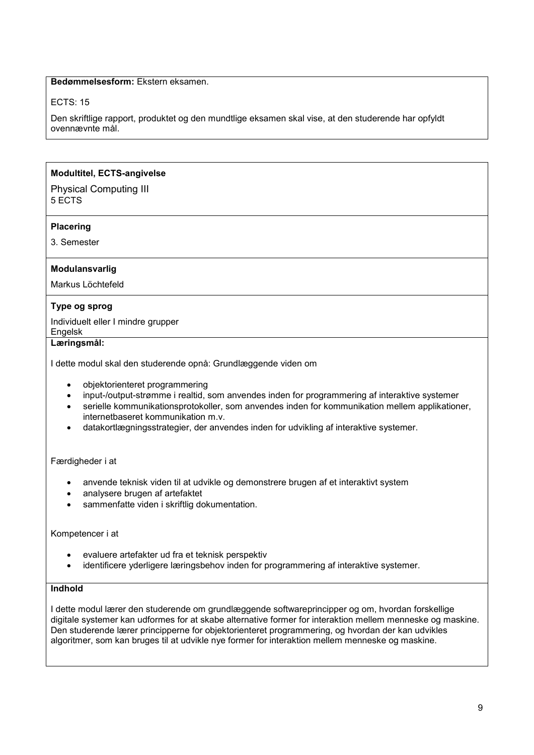**Bedømmelsesform:** Ekstern eksamen.

ECTS: 15

Den skriftlige rapport, produktet og den mundtlige eksamen skal vise, at den studerende har opfyldt ovennævnte mål.

**Modultitel, ECTS-angivelse**

Physical Computing III
5 ECTS

**Placering**

3. Semester

**Modulansvarlig**

Markus Löchtefeld

**Type og sprog**

Individuelt eller I mindre grupper
Engelsk

**Læringsmål:**

I dette modul skal den studerende opnå: Grundlæggende viden om

- objektorienteret programmering
- input-/output-strømme i realtid, som anvendes inden for programmering af interaktive systemer
- serielle kommunikationsprotokoller, som anvendes inden for kommunikation mellem applikationer, internetbaseret kommunikation m.v.
- datakortlægningsstrategier, der anvendes inden for udvikling af interaktive systemer.

Færdigheder i at

- anvende teknisk viden til at udvikle og demonstrere brugen af et interaktivt system
- analysere brugen af artefaktet
- sammenfatte viden i skriftlig dokumentation.

Kompetencer i at

- evaluere artefakter ud fra et teknisk perspektiv
- identificere yderligere læringsbehov inden for programmering af interaktive systemer.

**Indhold**

I dette modul lærer den studerende om grundlæggende softwareprincipper og om, hvordan forskellige digitale systemer kan udformes for at skabe alternative former for interaktion mellem menneske og maskine. Den studerende lærer principperne for objektorienteret programmering, og hvordan der kan udvikles algoritmer, som kan bruges til at udvikle nye former for interaktion mellem menneske og maskine.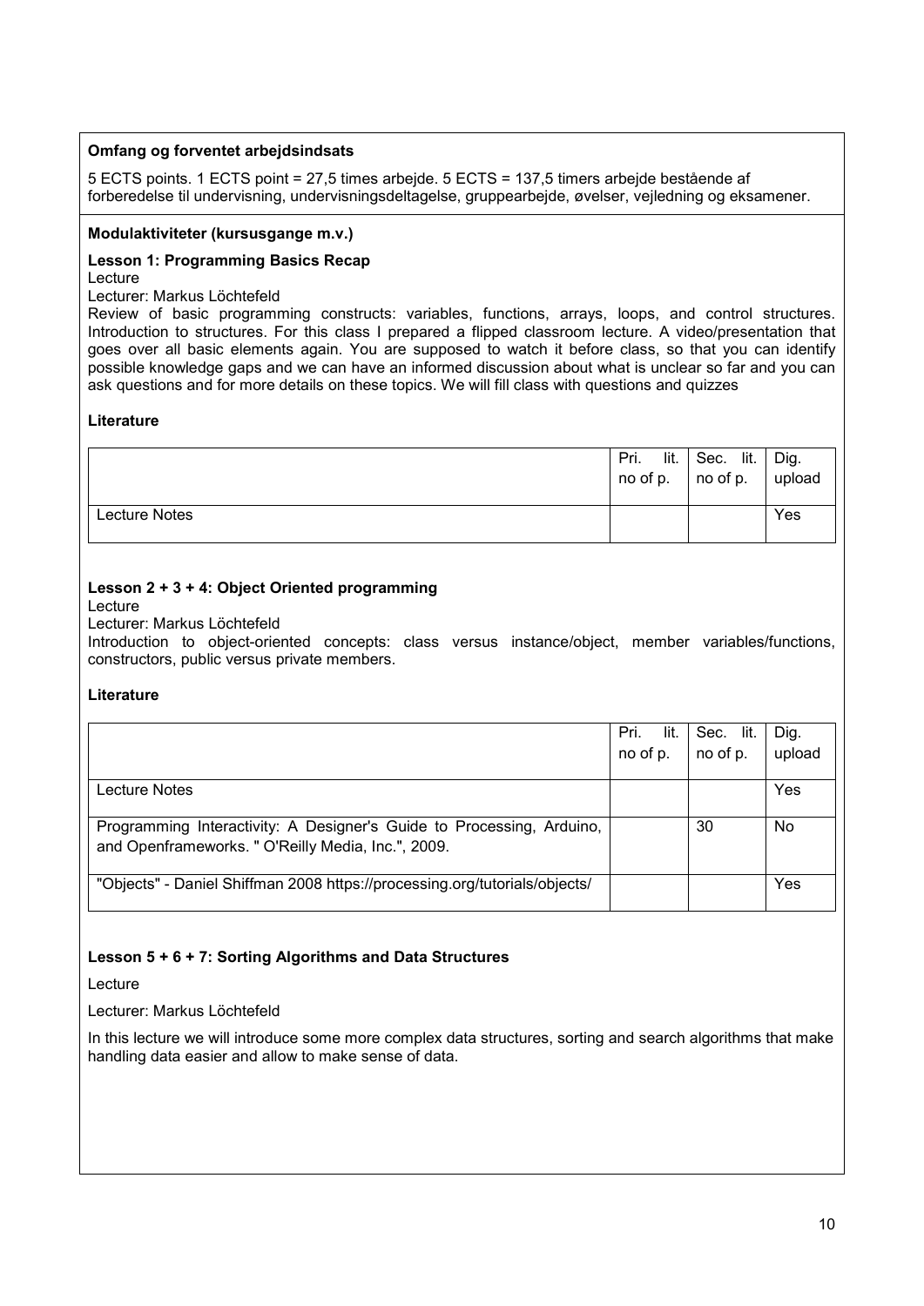**Omfang og forventet arbejdsindsats**

5 ECTS points. 1 ECTS point = 27,5 times arbejde. 5 ECTS = 137,5 timers arbejde bestående af forberedelse til undervisning, undervisningsdeltagelse, gruppearbejde, øvelser, vejledning og eksamener.

**Modulaktiviteter (kursusgange m.v.)**

**Lesson 1: Programming Basics Recap**

Lecture

Lecturer: Markus Löchtefeld

Review of basic programming constructs: variables, functions, arrays, loops, and control structures. Introduction to structures. For this class I prepared a flipped classroom lecture. A video/presentation that goes over all basic elements again. You are supposed to watch it before class, so that you can identify possible knowledge gaps and we can have an informed discussion about what is unclear so far and you can ask questions and for more details on these topics. We will fill class with questions and quizzes

**Literature**

| | Pri. lit. no of p. | Sec. lit. no of p. | Dig. upload |
|---|---|---|---|
| Lecture Notes | | | Yes |

**Lesson 2 + 3 + 4: Object Oriented programming**

Lecture

Lecturer: Markus Löchtefeld

Introduction to object-oriented concepts: class versus instance/object, member variables/functions, constructors, public versus private members.

**Literature**

| | Pri. lit. no of p. | Sec. lit. no of p. | Dig. upload |
|---|---|---|---|
| Lecture Notes | | | Yes |
| Programming Interactivity: A Designer's Guide to Processing, Arduino, and Openframeworks. " O'Reilly Media, Inc.", 2009. | | 30 | No |
| "Objects" - Daniel Shiffman 2008 https://processing.org/tutorials/objects/ | | | Yes |

**Lesson 5 + 6 + 7: Sorting Algorithms and Data Structures**

Lecture

Lecturer: Markus Löchtefeld

In this lecture we will introduce some more complex data structures, sorting and search algorithms that make handling data easier and allow to make sense of data.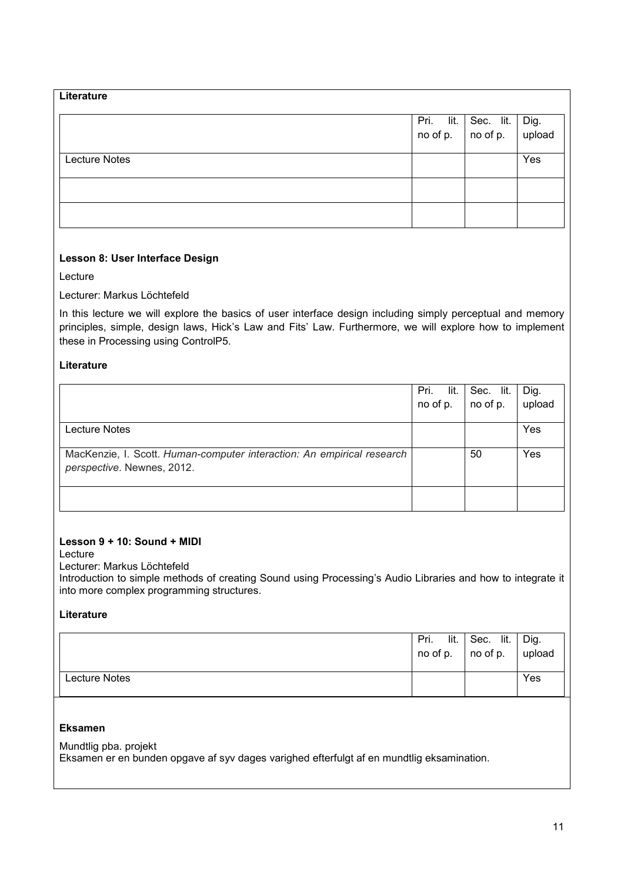**Literature**

| | Pri. lit. no of p. | Sec. lit. no of p. | Dig. upload |
|---|---|---|---|
| Lecture Notes | | | Yes |
| | | | |
| | | | |

**Lesson 8: User Interface Design**

Lecture

Lecturer: Markus Löchtefeld

In this lecture we will explore the basics of user interface design including simply perceptual and memory principles, simple, design laws, Hick's Law and Fits' Law. Furthermore, we will explore how to implement these in Processing using ControlP5.

**Literature**

| | Pri. lit. no of p. | Sec. lit. no of p. | Dig. upload |
|---|---|---|---|
| Lecture Notes | | | Yes |
| MacKenzie, I. Scott. *Human-computer interaction: An empirical research perspective*. Newnes, 2012. | | 50 | Yes |
| | | | |

**Lesson 9 + 10: Sound + MIDI**

Lecture

Lecturer: Markus Löchtefeld

Introduction to simple methods of creating Sound using Processing's Audio Libraries and how to integrate it into more complex programming structures.

**Literature**

| | Pri. lit. no of p. | Sec. lit. no of p. | Dig. upload |
|---|---|---|---|
| Lecture Notes | | | Yes |

**Eksamen**

Mundtlig pba. projekt

Eksamen er en bunden opgave af syv dages varighed efterfulgt af en mundtlig eksamination.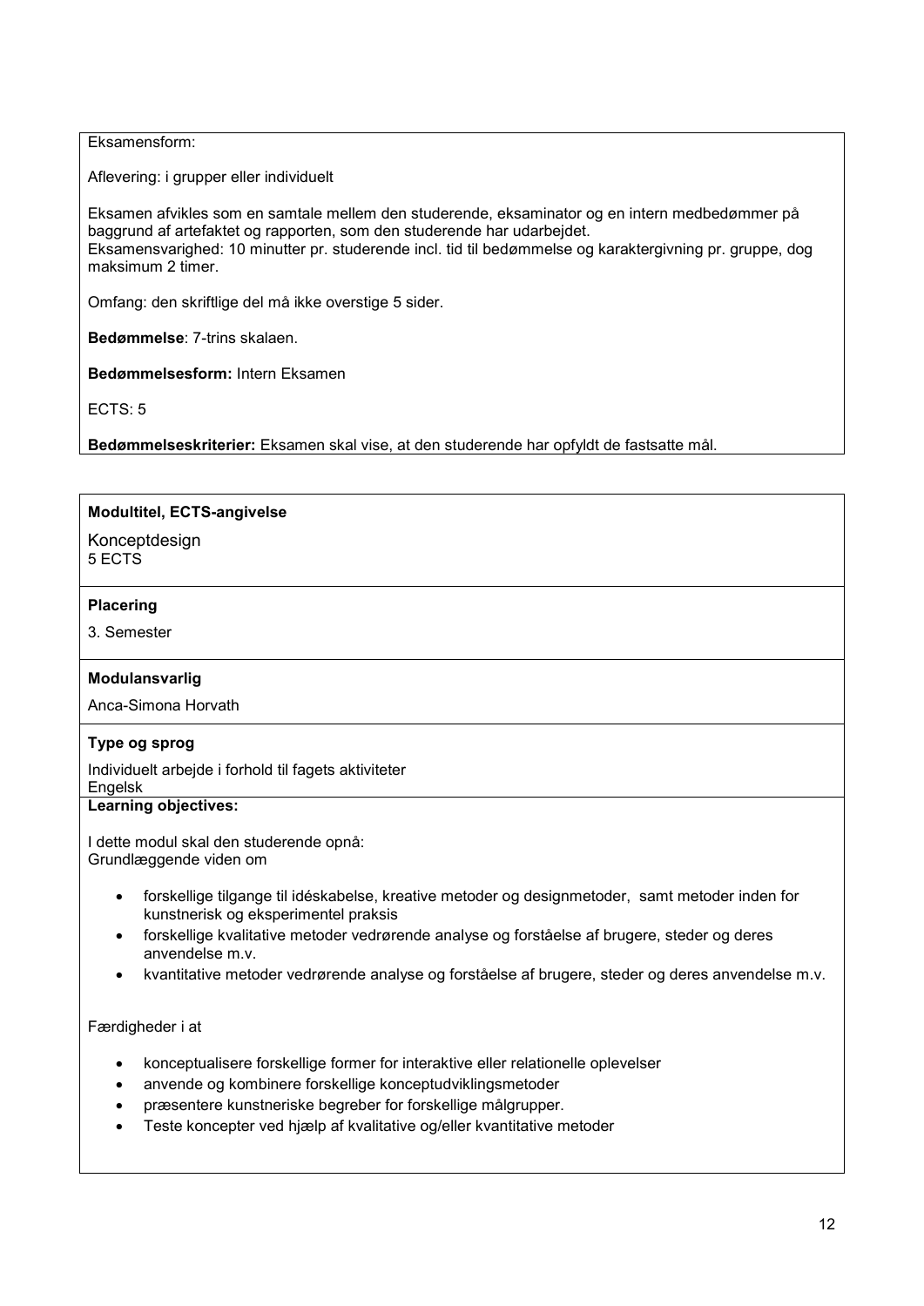Eksamensform:

Aflevering: i grupper eller individuelt

Eksamen afvikles som en samtale mellem den studerende, eksaminator og en intern medbedømmer på baggrund af artefaktet og rapporten, som den studerende har udarbejdet.
Eksamensvarighed: 10 minutter pr. studerende incl. tid til bedømmelse og karaktergivning pr. gruppe, dog maksimum 2 timer.

Omfang: den skriftlige del må ikke overstige 5 sider.

**Bedømmelse**: 7-trins skalaen.

**Bedømmelsesform:** Intern Eksamen

ECTS: 5

**Bedømmelseskriterier:** Eksamen skal vise, at den studerende har opfyldt de fastsatte mål.

**Modultitel, ECTS-angivelse**

Konceptdesign
5 ECTS

**Placering**

3. Semester

**Modulansvarlig**

Anca-Simona Horvath

**Type og sprog**

Individuelt arbejde i forhold til fagets aktiviteter
Engelsk

**Learning objectives:**

I dette modul skal den studerende opnå:
Grundlæggende viden om

- forskellige tilgange til idéskabelse, kreative metoder og designmetoder, samt metoder inden for kunstnerisk og eksperimentel praksis
- forskellige kvalitative metoder vedrørende analyse og forståelse af brugere, steder og deres anvendelse m.v.
- kvantitative metoder vedrørende analyse og forståelse af brugere, steder og deres anvendelse m.v.

Færdigheder i at

- konceptualisere forskellige former for interaktive eller relationelle oplevelser
- anvende og kombinere forskellige konceptudviklingsmetoder
- præsentere kunstneriske begreber for forskellige målgrupper.
- Teste koncepter ved hjælp af kvalitative og/eller kvantitative metoder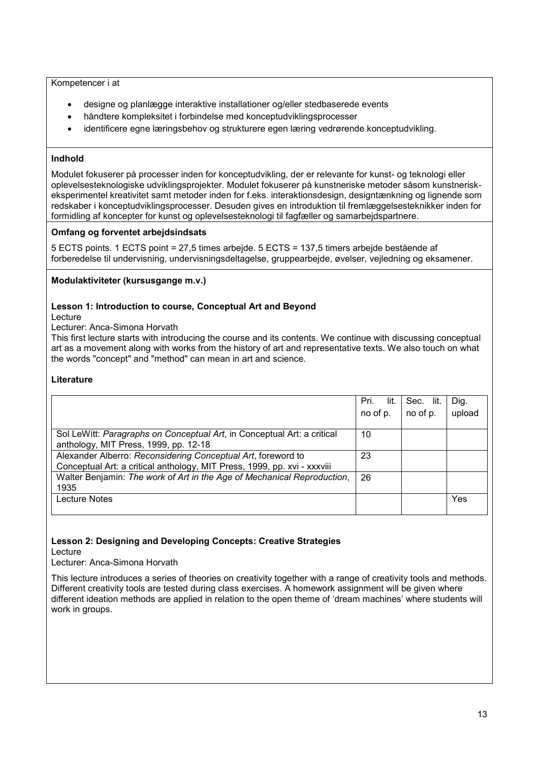Kompetencer i at

- designe og planlægge interaktive installationer og/eller stedbaserede events
- håndtere kompleksitet i forbindelse med konceptudviklingsprocesser
- identificere egne læringsbehov og strukturere egen læring vedrørende konceptudvikling.

**Indhold**

Modulet fokuserer på processer inden for konceptudvikling, der er relevante for kunst- og teknologi eller oplevelsesteknologiske udviklingsprojekter. Modulet fokuserer på kunstneriske metoder såsom kunstnerisk-eksperimentel kreativitet samt metoder inden for f.eks. interaktionsdesign, designtænkning og lignende som redskaber i konceptudviklingsprocesser. Desuden gives en introduktion til fremlæggelsesteknikker inden for formidling af koncepter for kunst og oplevelsesteknologi til fagfæller og samarbejdspartnere.

**Omfang og forventet arbejdsindsats**

5 ECTS points. 1 ECTS point = 27,5 times arbejde. 5 ECTS = 137,5 timers arbejde bestående af forberedelse til undervisning, undervisningsdeltagelse, gruppearbejde, øvelser, vejledning og eksamener.

**Modulaktiviteter (kursusgange m.v.)**

**Lesson 1: Introduction to course, Conceptual Art and Beyond**
Lecture
Lecturer: Anca-Simona Horvath
This first lecture starts with introducing the course and its contents. We continue with discussing conceptual art as a movement along with works from the history of art and representative texts. We also touch on what the words "concept" and "method" can mean in art and science.

**Literature**

| | Pri. lit. no of p. | Sec. lit. no of p. | Dig. upload |
|---|---|---|---|
| Sol LeWitt: *Paragraphs on Conceptual Art*, in Conceptual Art: a critical anthology, MIT Press, 1999, pp. 12-18 | 10 | | |
| Alexander Alberro: *Reconsidering Conceptual Art*, foreword to Conceptual Art: a critical anthology, MIT Press, 1999, pp. xvi - xxxviii | 23 | | |
| Walter Benjamin: *The work of Art in the Age of Mechanical Reproduction*, 1935 | 26 | | |
| Lecture Notes | | | Yes |

**Lesson 2: Designing and Developing Concepts: Creative Strategies**
Lecture
Lecturer: Anca-Simona Horvath

This lecture introduces a series of theories on creativity together with a range of creativity tools and methods. Different creativity tools are tested during class exercises. A homework assignment will be given where different ideation methods are applied in relation to the open theme of 'dream machines' where students will work in groups.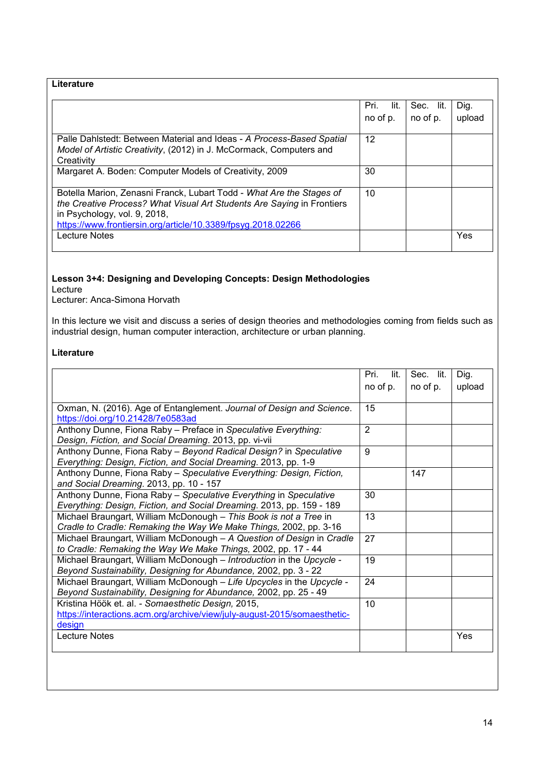**Literature**

| | Pri. lit. no of p. | Sec. lit. no of p. | Dig. upload |
|---|---|---|---|
| Palle Dahlstedt: Between Material and Ideas - *A Process-Based Spatial Model of Artistic Creativity*, (2012) in J. McCormack, Computers and Creativity | 12 | | |
| Margaret A. Boden: Computer Models of Creativity, 2009 | 30 | | |
| Botella Marion, Zenasni Franck, Lubart Todd - *What Are the Stages of the Creative Process? What Visual Art Students Are Saying* in Frontiers in Psychology, vol. 9, 2018, https://www.frontiersin.org/article/10.3389/fpsyg.2018.02266 | 10 | | |
| Lecture Notes | | | Yes |

**Lesson 3+4: Designing and Developing Concepts: Design Methodologies**
Lecture
Lecturer: Anca-Simona Horvath

In this lecture we visit and discuss a series of design theories and methodologies coming from fields such as industrial design, human computer interaction, architecture or urban planning.

**Literature**

| | Pri. lit. no of p. | Sec. lit. no of p. | Dig. upload |
|---|---|---|---|
| Oxman, N. (2016). Age of Entanglement. *Journal of Design and Science*. https://doi.org/10.21428/7e0583ad | 15 | | |
| Anthony Dunne, Fiona Raby – Preface in *Speculative Everything: Design, Fiction, and Social Dreaming*. 2013, pp. vi-vii | 2 | | |
| Anthony Dunne, Fiona Raby – *Beyond Radical Design?* in *Speculative Everything: Design, Fiction, and Social Dreaming*. 2013, pp. 1-9 | 9 | | |
| Anthony Dunne, Fiona Raby – *Speculative Everything: Design, Fiction, and Social Dreaming*. 2013, pp. 10 - 157 | | 147 | |
| Anthony Dunne, Fiona Raby – *Speculative Everything* in *Speculative Everything: Design, Fiction, and Social Dreaming*. 2013, pp. 159 - 189 | 30 | | |
| Michael Braungart, William McDonough – *This Book is not a Tree* in *Cradle to Cradle: Remaking the Way We Make Things*, 2002, pp. 3-16 | 13 | | |
| Michael Braungart, William McDonough – *A Question of Design* in *Cradle to Cradle: Remaking the Way We Make Things*, 2002, pp. 17 - 44 | 27 | | |
| Michael Braungart, William McDonough – *Introduction* in the *Upcycle - Beyond Sustainability, Designing for Abundance,* 2002, pp. 3 - 22 | 19 | | |
| Michael Braungart, William McDonough – *Life Upcycles* in the *Upcycle - Beyond Sustainability, Designing for Abundance,* 2002, pp. 25 - 49 | 24 | | |
| Kristina Höök et. al. - *Somaesthetic Design,* 2015, https://interactions.acm.org/archive/view/july-august-2015/somaesthetic-design | 10 | | |
| Lecture Notes | | | Yes |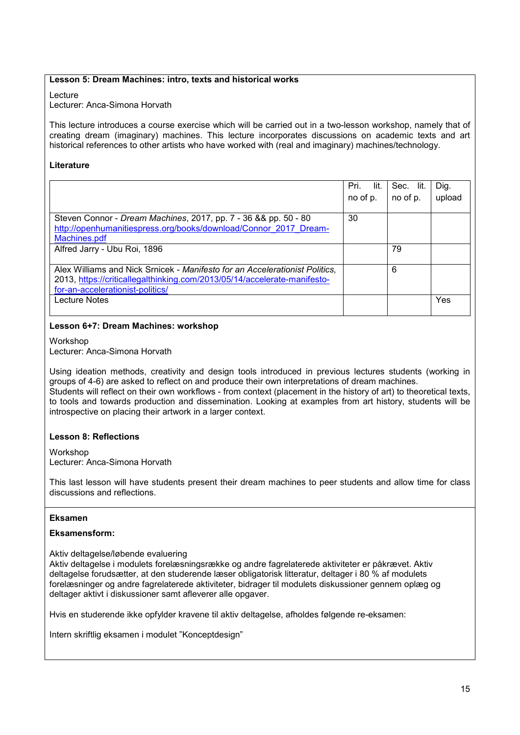**Lesson 5: Dream Machines: intro, texts and historical works**

Lecture
Lecturer: Anca-Simona Horvath

This lecture introduces a course exercise which will be carried out in a two-lesson workshop, namely that of creating dream (imaginary) machines. This lecture incorporates discussions on academic texts and art historical references to other artists who have worked with (real and imaginary) machines/technology.

**Literature**

| | Pri. lit. no of p. | Sec. lit. no of p. | Dig. upload |
|---|---|---|---|
| Steven Connor - *Dream Machines*, 2017, pp. 7 - 36 && pp. 50 - 80 http://openhumanitiespress.org/books/download/Connor_2017_Dream-Machines.pdf | 30 | | |
| Alfred Jarry - Ubu Roi, 1896 | | 79 | |
| Alex Williams and Nick Srnicek - *Manifesto for an Accelerationist Politics*, 2013, https://criticallegalthinking.com/2013/05/14/accelerate-manifesto-for-an-accelerationist-politics/ | | 6 | |
| Lecture Notes | | | Yes |

**Lesson 6+7: Dream Machines: workshop**

Workshop
Lecturer: Anca-Simona Horvath

Using ideation methods, creativity and design tools introduced in previous lectures students (working in groups of 4-6) are asked to reflect on and produce their own interpretations of dream machines.
Students will reflect on their own workflows - from context (placement in the history of art) to theoretical texts, to tools and towards production and dissemination. Looking at examples from art history, students will be introspective on placing their artwork in a larger context.

**Lesson 8: Reflections**

Workshop
Lecturer: Anca-Simona Horvath

This last lesson will have students present their dream machines to peer students and allow time for class discussions and reflections.

**Eksamen**

**Eksamensform:**

Aktiv deltagelse/løbende evaluering
Aktiv deltagelse i modulets forelæsningsrække og andre fagrelaterede aktiviteter er påkrævet. Aktiv deltagelse forudsætter, at den studerende læser obligatorisk litteratur, deltager i 80 % af modulets forelæsninger og andre fagrelaterede aktiviteter, bidrager til modulets diskussioner gennem oplæg og deltager aktivt i diskussioner samt afleverer alle opgaver.

Hvis en studerende ikke opfylder kravene til aktiv deltagelse, afholdes følgende re-eksamen:

Intern skriftlig eksamen i modulet "Konceptdesign"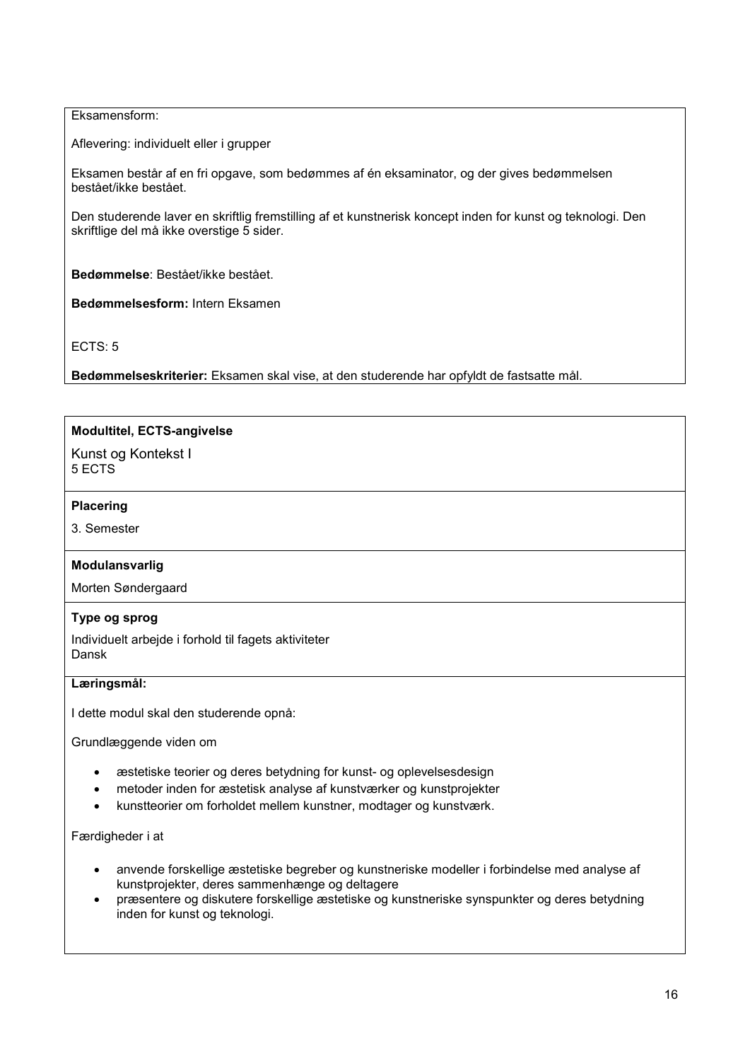Eksamensform:

Aflevering: individuelt eller i grupper

Eksamen består af en fri opgave, som bedømmes af én eksaminator, og der gives bedømmelsen bestået/ikke bestået.

Den studerende laver en skriftlig fremstilling af et kunstnerisk koncept inden for kunst og teknologi. Den skriftlige del må ikke overstige 5 sider.

**Bedømmelse**: Bestået/ikke bestået.

**Bedømmelsesform:** Intern Eksamen

ECTS: 5

**Bedømmelseskriterier:** Eksamen skal vise, at den studerende har opfyldt de fastsatte mål.

**Modultitel, ECTS-angivelse**

Kunst og Kontekst I
5 ECTS

**Placering**

3. Semester

**Modulansvarlig**

Morten Søndergaard

**Type og sprog**

Individuelt arbejde i forhold til fagets aktiviteter
Dansk

**Læringsmål:**

I dette modul skal den studerende opnå:

Grundlæggende viden om

- æstetiske teorier og deres betydning for kunst- og oplevelsesdesign
- metoder inden for æstetisk analyse af kunstværker og kunstprojekter
- kunstteorier om forholdet mellem kunstner, modtager og kunstværk.

Færdigheder i at

- anvende forskellige æstetiske begreber og kunstneriske modeller i forbindelse med analyse af kunstprojekter, deres sammenhænge og deltagere
- præsentere og diskutere forskellige æstetiske og kunstneriske synspunkter og deres betydning inden for kunst og teknologi.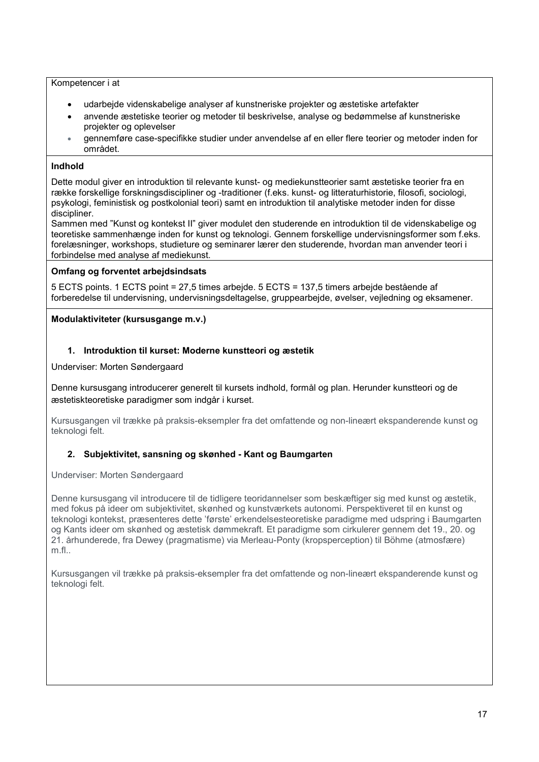Kompetencer i at

- udarbejde videnskabelige analyser af kunstneriske projekter og æstetiske artefakter
- anvende æstetiske teorier og metoder til beskrivelse, analyse og bedømmelse af kunstneriske projekter og oplevelser
- gennemføre case-specifikke studier under anvendelse af en eller flere teorier og metoder inden for området.

**Indhold**

Dette modul giver en introduktion til relevante kunst- og mediekunstteorier samt æstetiske teorier fra en række forskellige forskningsdiscipliner og -traditioner (f.eks. kunst- og litteraturhistorie, filosofi, sociologi, psykologi, feministisk og postkolonial teori) samt en introduktion til analytiske metoder inden for disse discipliner.
Sammen med "Kunst og kontekst II" giver modulet den studerende en introduktion til de videnskabelige og teoretiske sammenhænge inden for kunst og teknologi. Gennem forskellige undervisningsformer som f.eks. forelæsninger, workshops, studieture og seminarer lærer den studerende, hvordan man anvender teori i forbindelse med analyse af mediekunst.

**Omfang og forventet arbejdsindsats**

5 ECTS points. 1 ECTS point = 27,5 times arbejde. 5 ECTS = 137,5 timers arbejde bestående af forberedelse til undervisning, undervisningsdeltagelse, gruppearbejde, øvelser, vejledning og eksamener.

**Modulaktiviteter (kursusgange m.v.)**

1. **Introduktion til kurset: Moderne kunstteori og æstetik**

Underviser: Morten Søndergaard

Denne kursusgang introducerer generelt til kursets indhold, formål og plan. Herunder kunstteori og de æstetiskteoretiske paradigmer som indgår i kurset.

Kursusgangen vil trække på praksis-eksempler fra det omfattende og non-lineært ekspanderende kunst og teknologi felt.

2. **Subjektivitet, sansning og skønhed - Kant og Baumgarten**

Underviser: Morten Søndergaard

Denne kursusgang vil introducere til de tidligere teoridannelser som beskæftiger sig med kunst og æstetik, med fokus på ideer om subjektivitet, skønhed og kunstværkets autonomi. Perspektiveret til en kunst og teknologi kontekst, præsenteres dette 'første' erkendelsesteoretiske paradigme med udspring i Baumgarten og Kants ideer om skønhed og æstetisk dømmekraft. Et paradigme som cirkulerer gennem det 19., 20. og 21. århunderede, fra Dewey (pragmatisme) via Merleau-Ponty (kropsperception) til Böhme (atmosfære) m.fl..

Kursusgangen vil trække på praksis-eksempler fra det omfattende og non-lineært ekspanderende kunst og teknologi felt.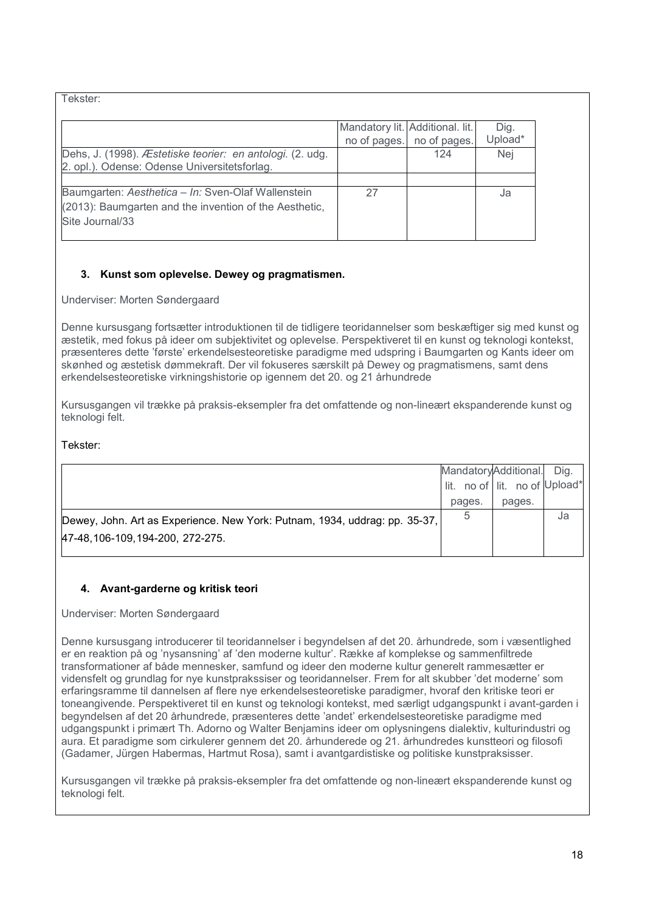Tekster:

| | Mandatory lit. no of pages. | Additional. lit. no of pages. | Dig. Upload* |
|---|---|---|---|
| Dehs, J. (1998). *Æstetiske teorier: en antologi.* (2. udg. 2. opl.). Odense: Odense Universitetsforlag. | | 124 | Nej |
| | | | |
| Baumgarten: *Aesthetica – In:* Sven-Olaf Wallenstein (2013): Baumgarten and the invention of the Aesthetic, Site Journal/33 | 27 | | Ja |

### 3. Kunst som oplevelse. Dewey og pragmatismen.

Underviser: Morten Søndergaard

Denne kursusgang fortsætter introduktionen til de tidligere teoridannelser som beskæftiger sig med kunst og æstetik, med fokus på ideer om subjektivitet og oplevelse. Perspektiveret til en kunst og teknologi kontekst, præsenteres dette 'første' erkendelsesteoretiske paradigme med udspring i Baumgarten og Kants ideer om skønhed og æstetisk dømmekraft. Der vil fokuseres særskilt på Dewey og pragmatismens, samt dens erkendelsesteoretiske virkningshistorie op igennem det 20. og 21 århundrede

Kursusgangen vil trække på praksis-eksempler fra det omfattende og non-lineært ekspanderende kunst og teknologi felt.

Tekster:

| | Mandatory lit. no of pages. | Additional. lit. no of pages. | Dig. Upload* |
|---|---|---|---|
| Dewey, John. Art as Experience. New York: Putnam, 1934, uddrag: pp. 35-37, 47-48,106-109,194-200, 272-275. | 5 | | Ja |

### 4. Avant-garderne og kritisk teori

Underviser: Morten Søndergaard

Denne kursusgang introducerer til teoridannelser i begyndelsen af det 20. århundrede, som i væsentlighed er en reaktion på og 'nysansning' af 'den moderne kultur'. Række af komplekse og sammenfiltrede transformationer af både mennesker, samfund og ideer den moderne kultur generelt rammesætter er vidensfelt og grundlag for nye kunstprakssiser og teoridannelser. Frem for alt skubber 'det moderne' som erfaringsramme til dannelsen af flere nye erkendelsesteoretiske paradigmer, hvoraf den kritiske teori er toneangivende. Perspektiveret til en kunst og teknologi kontekst, med særligt udgangspunkt i avant-garden i begyndelsen af det 20 århundrede, præsenteres dette 'andet' erkendelsesteoretiske paradigme med udgangspunkt i primært Th. Adorno og Walter Benjamins ideer om oplysningens dialektiv, kulturindustri og aura. Et paradigme som cirkulerer gennem det 20. århunderede og 21. århundredes kunstteori og filosofi (Gadamer, Jürgen Habermas, Hartmut Rosa), samt i avantgardistiske og politiske kunstpraksisser.

Kursusgangen vil trække på praksis-eksempler fra det omfattende og non-lineært ekspanderende kunst og teknologi felt.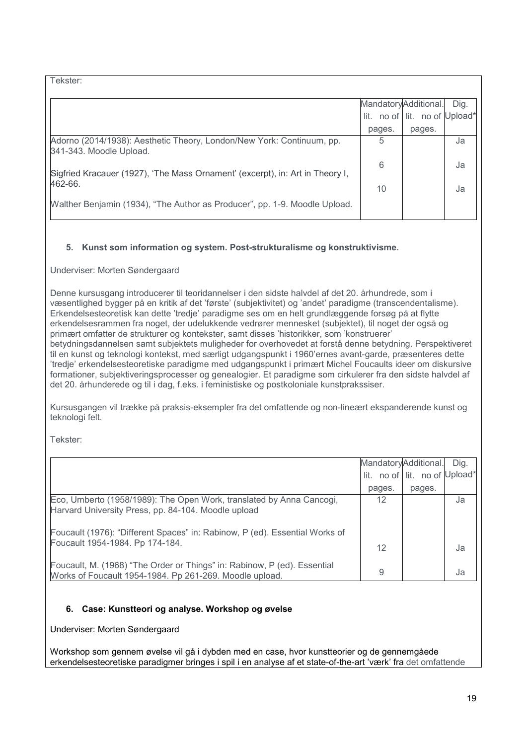Tekster:

| | Mandatory lit. no of pages. | Additional. lit. no of pages. | Dig. Upload* |
|---|---|---|---|
| Adorno (2014/1938): Aesthetic Theory, London/New York: Continuum, pp. 341-343. Moodle Upload. | 5 | | Ja |
| Sigfried Kracauer (1927), 'The Mass Ornament' (excerpt), in: Art in Theory I, 462-66. | 6 | | Ja |
| Walther Benjamin (1934), "The Author as Producer", pp. 1-9. Moodle Upload. | 10 | | Ja |

### 5. Kunst som information og system. Post-strukturalisme og konstruktivisme.

Underviser: Morten Søndergaard

Denne kursusgang introducerer til teoridannelser i den sidste halvdel af det 20. århundrede, som i væsentlighed bygger på en kritik af det 'første' (subjektivitet) og 'andet' paradigme (transcendentalisme). Erkendelsesteoretisk kan dette 'tredje' paradigme ses om en helt grundlæggende forsøg på at flytte erkendelsesrammen fra noget, der udelukkende vedrører mennesket (subjektet), til noget der også og primært omfatter de strukturer og kontekster, samt disses 'historikker, som 'konstruerer' betydningsdannelsen samt subjektets muligheder for overhovedet at forstå denne betydning. Perspektiveret til en kunst og teknologi kontekst, med særligt udgangspunkt i 1960'ernes avant-garde, præsenteres dette 'tredje' erkendelsesteoretiske paradigme med udgangspunkt i primært Michel Foucaults ideer om diskursive formationer, subjektiveringsprocesser og genealogier. Et paradigme som cirkulerer fra den sidste halvdel af det 20. århunderede og til i dag, f.eks. i feministiske og postkoloniale kunstprakssiser.

Kursusgangen vil trække på praksis-eksempler fra det omfattende og non-lineært ekspanderende kunst og teknologi felt.

Tekster:

| | Mandatory lit. no of pages. | Additional. lit. no of pages. | Dig. Upload* |
|---|---|---|---|
| Eco, Umberto (1958/1989): The Open Work, translated by Anna Cancogi, Harvard University Press, pp. 84-104. Moodle upload | 12 | | Ja |
| Foucault (1976): "Different Spaces" in: Rabinow, P (ed). Essential Works of Foucault 1954-1984. Pp 174-184. | 12 | | Ja |
| Foucault, M. (1968) "The Order or Things" in: Rabinow, P (ed). Essential Works of Foucault 1954-1984. Pp 261-269. Moodle upload. | 9 | | Ja |

### 6. Case: Kunstteori og analyse. Workshop og øvelse

Underviser: Morten Søndergaard

Workshop som gennem øvelse vil gå i dybden med en case, hvor kunstteorier og de gennemgåede erkendelsesteoretiske paradigmer bringes i spil i en analyse af et state-of-the-art 'værk' fra det omfattende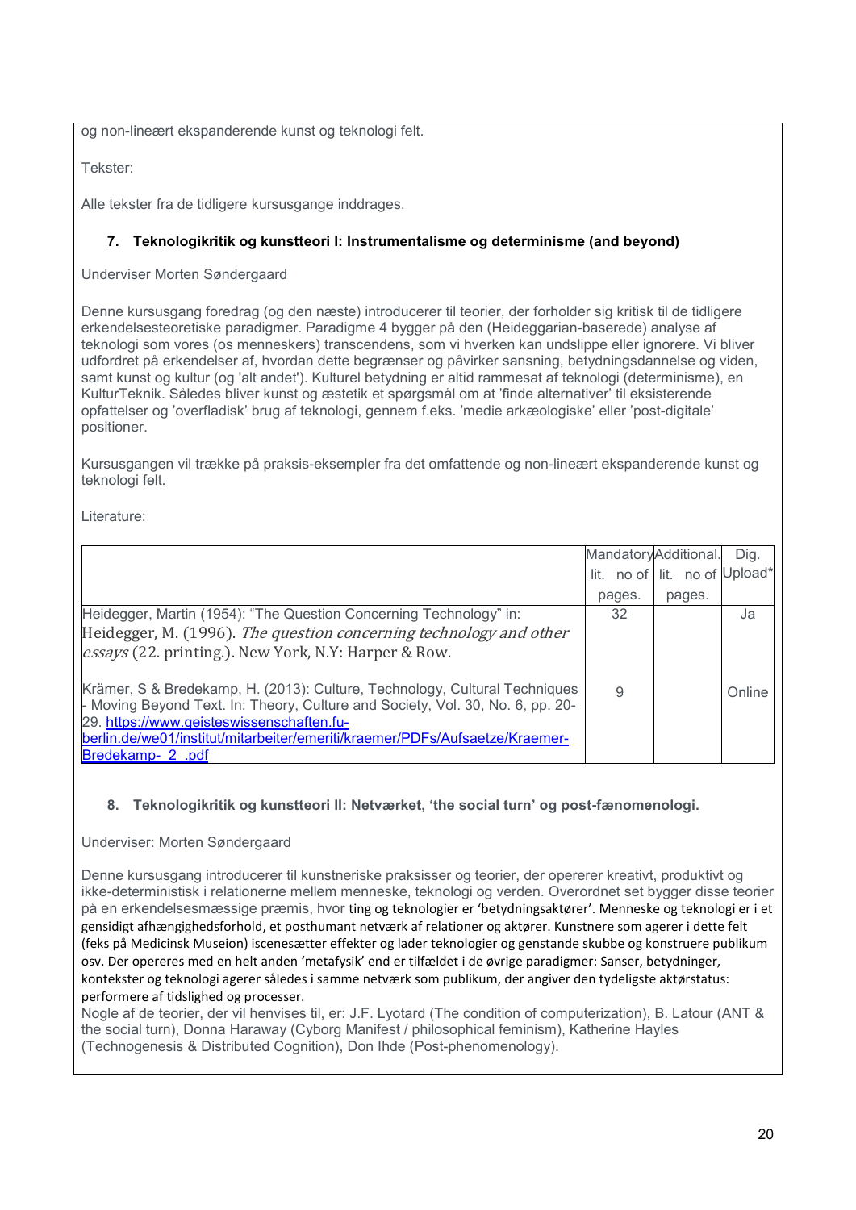og non-lineært ekspanderende kunst og teknologi felt.

Tekster:

Alle tekster fra de tidligere kursusgange inddrages.

### 7. Teknologikritik og kunstteori I: Instrumentalisme og determinisme (and beyond)

Underviser Morten Søndergaard

Denne kursusgang foredrag (og den næste) introducerer til teorier, der forholder sig kritisk til de tidligere erkendelsesteoretiske paradigmer. Paradigme 4 bygger på den (Heideggarian-baserede) analyse af teknologi som vores (os menneskers) transcendens, som vi hverken kan undslippe eller ignorere. Vi bliver udfordret på erkendelser af, hvordan dette begrænser og påvirker sansning, betydningsdannelse og viden, samt kunst og kultur (og 'alt andet'). Kulturel betydning er altid rammesat af teknologi (determinisme), en KulturTeknik. Således bliver kunst og æstetik et spørgsmål om at 'finde alternativer' til eksisterende opfattelser og 'overfladisk' brug af teknologi, gennem f.eks. 'medie arkæologiske' eller 'post-digitale' positioner.

Kursusgangen vil trække på praksis-eksempler fra det omfattende og non-lineært ekspanderende kunst og teknologi felt.

Literature:

| | Mandatory lit. no of pages. | Additional. lit. no of pages. | Dig. Upload* |
|---|---|---|---|
| Heidegger, Martin (1954): "The Question Concerning Technology" in: Heidegger, M. (1996). *The question concerning technology and other essays* (22. printing.). New York, N.Y: Harper & Row. | 32 | | Ja |
| Krämer, S & Bredekamp, H. (2013): Culture, Technology, Cultural Techniques - Moving Beyond Text. In: Theory, Culture and Society, Vol. 30, No. 6, pp. 20-29. https://www.geisteswissenschaften.fu-berlin.de/we01/institut/mitarbeiter/emeriti/kraemer/PDFs/Aufsaetze/Kraemer-Bredekamp-_2_.pdf | 9 | | Online |

### 8. Teknologikritik og kunstteori II: Netværket, 'the social turn' og post-fænomenologi.

Underviser: Morten Søndergaard

Denne kursusgang introducerer til kunstneriske praksisser og teorier, der opererer kreativt, produktivt og ikke-deterministisk i relationerne mellem menneske, teknologi og verden. Overordnet set bygger disse teorier på en erkendelsesmæssige præmis, hvor ting og teknologier er 'betydningsaktører'. Menneske og teknologi er i et gensidigt afhængighedsforhold, et posthumant netværk af relationer og aktører. Kunstnere som agerer i dette felt (feks på Medicinsk Museion) iscenesætter effekter og lader teknologier og genstande skubbe og konstruere publikum osv. Der opereres med en helt anden 'metafysik' end er tilfældet i de øvrige paradigmer: Sanser, betydninger, kontekster og teknologi agerer således i samme netværk som publikum, der angiver den tydeligste aktørstatus: performere af tidslighed og processer.

Nogle af de teorier, der vil henvises til, er: J.F. Lyotard (The condition of computerization), B. Latour (ANT & the social turn), Donna Haraway (Cyborg Manifest / philosophical feminism), Katherine Hayles (Technogenesis & Distributed Cognition), Don Ihde (Post-phenomenology).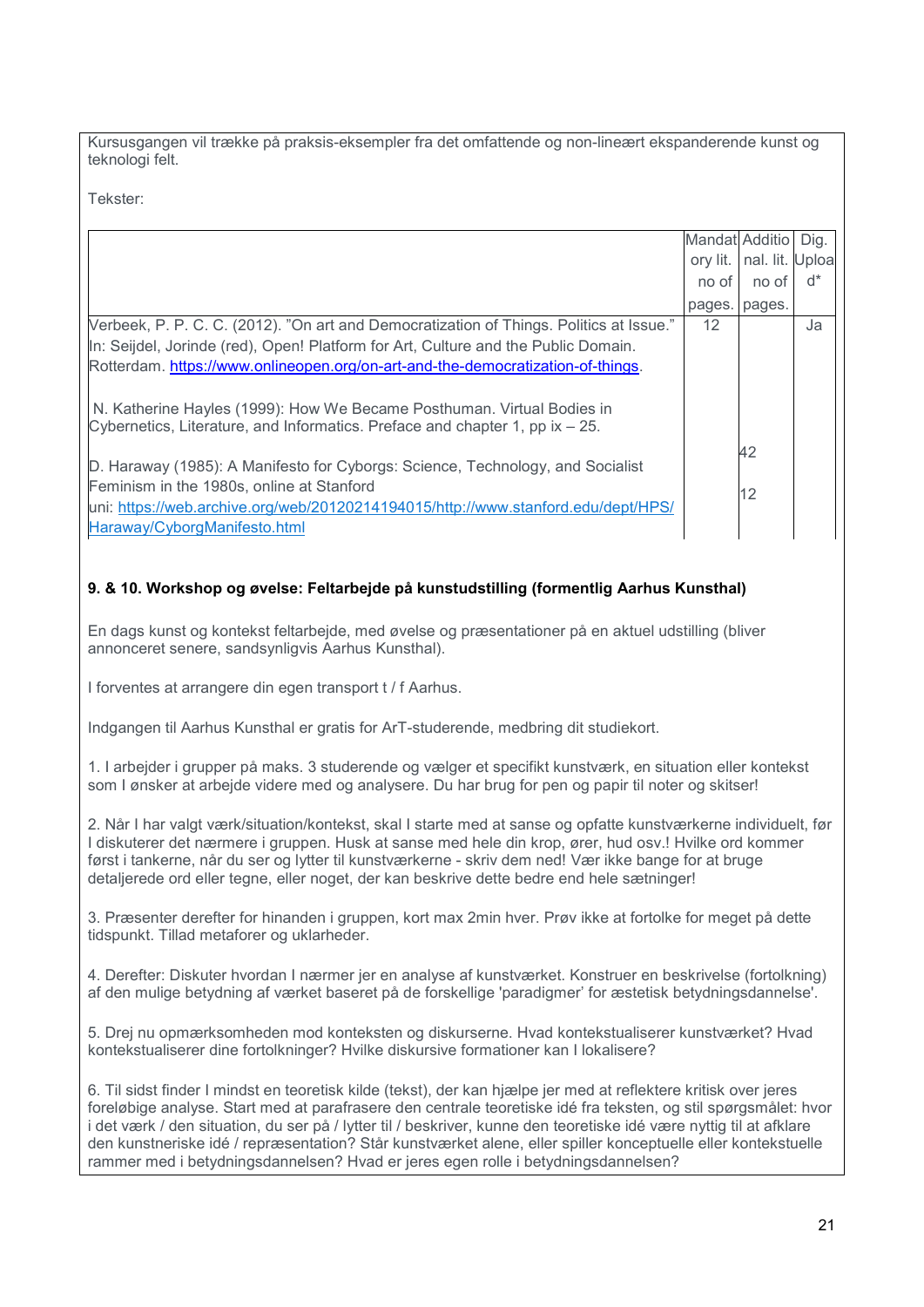Kursusgangen vil trække på praksis-eksempler fra det omfattende og non-lineært ekspanderende kunst og teknologi felt.

Tekster:

| | Mandatory lit. no of pages. | Additional lit. no of pages. | Dig. Upload* |
|---|---|---|---|
| Verbeek, P. P. C. C. (2012). "On art and Democratization of Things. Politics at Issue." In: Seijdel, Jorinde (red), Open! Platform for Art, Culture and the Public Domain. Rotterdam. https://www.onlineopen.org/on-art-and-the-democratization-of-things. | 12 | | Ja |
| N. Katherine Hayles (1999): How We Became Posthuman. Virtual Bodies in Cybernetics, Literature, and Informatics. Preface and chapter 1, pp ix – 25. | | 42 | |
| D. Haraway (1985): A Manifesto for Cyborgs: Science, Technology, and Socialist Feminism in the 1980s, online at Stanford uni: https://web.archive.org/web/20120214194015/http://www.stanford.edu/dept/HPS/Haraway/CyborgManifesto.html | | 12 | |

**9. & 10. Workshop og øvelse: Feltarbejde på kunstudstilling (formentlig Aarhus Kunsthal)**

En dags kunst og kontekst feltarbejde, med øvelse og præsentationer på en aktuel udstilling (bliver annonceret senere, sandsynligvis Aarhus Kunsthal).

I forventes at arrangere din egen transport t / f Aarhus.

Indgangen til Aarhus Kunsthal er gratis for ArT-studerende, medbring dit studiekort.

1. I arbejder i grupper på maks. 3 studerende og vælger et specifikt kunstværk, en situation eller kontekst som I ønsker at arbejde videre med og analysere. Du har brug for pen og papir til noter og skitser!

2. Når I har valgt værk/situation/kontekst, skal I starte med at sanse og opfatte kunstværkerne individuelt, før I diskuterer det nærmere i gruppen. Husk at sanse med hele din krop, ører, hud osv.! Hvilke ord kommer først i tankerne, når du ser og lytter til kunstværkerne - skriv dem ned! Vær ikke bange for at bruge detaljerede ord eller tegne, eller noget, der kan beskrive dette bedre end hele sætninger!

3. Præsenter derefter for hinanden i gruppen, kort max 2min hver. Prøv ikke at fortolke for meget på dette tidspunkt. Tillad metaforer og uklarheder.

4. Derefter: Diskuter hvordan I nærmer jer en analyse af kunstværket. Konstruer en beskrivelse (fortolkning) af den mulige betydning af værket baseret på de forskellige 'paradigmer' for æstetisk betydningsdannelse'.

5. Drej nu opmærksomheden mod konteksten og diskurserne. Hvad kontekstualiserer kunstværket? Hvad kontekstualiserer dine fortolkninger? Hvilke diskursive formationer kan I lokalisere?

6. Til sidst finder I mindst en teoretisk kilde (tekst), der kan hjælpe jer med at reflektere kritisk over jeres foreløbige analyse. Start med at parafrasere den centrale teoretiske idé fra teksten, og stil spørgsmålet: hvor i det værk / den situation, du ser på / lytter til / beskriver, kunne den teoretiske idé være nyttig til at afklare den kunstneriske idé / repræsentation? Står kunstværket alene, eller spiller konceptuelle eller kontekstuelle rammer med i betydningsdannelsen? Hvad er jeres egen rolle i betydningsdannelsen?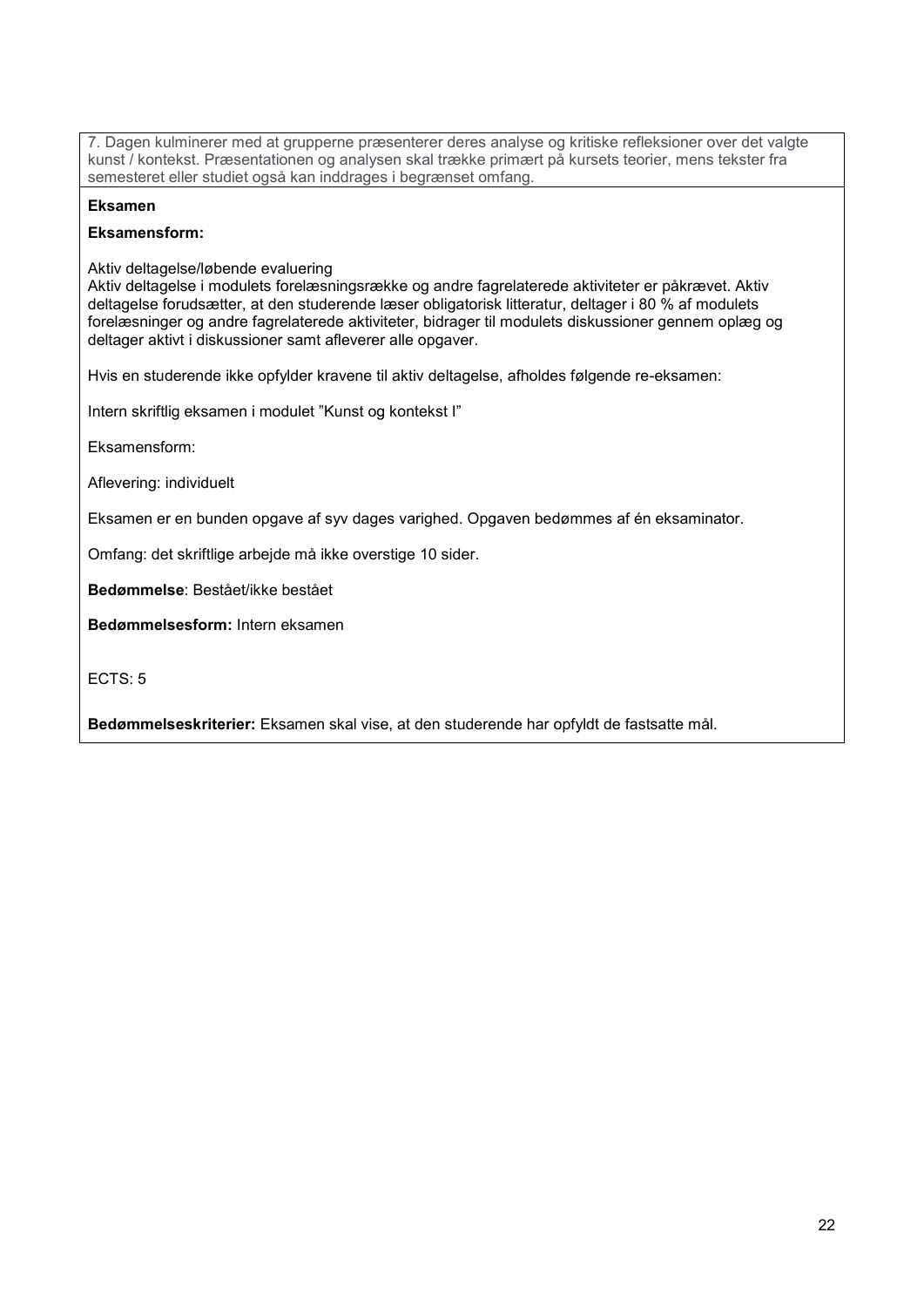7. Dagen kulminerer med at grupperne præsenterer deres analyse og kritiske refleksioner over det valgte kunst / kontekst. Præsentationen og analysen skal trække primært på kursets teorier, mens tekster fra semesteret eller studiet også kan inddrages i begrænset omfang.

**Eksamen**

**Eksamensform:**

Aktiv deltagelse/løbende evaluering
Aktiv deltagelse i modulets forelæsningsrække og andre fagrelaterede aktiviteter er påkrævet. Aktiv deltagelse forudsætter, at den studerende læser obligatorisk litteratur, deltager i 80 % af modulets forelæsninger og andre fagrelaterede aktiviteter, bidrager til modulets diskussioner gennem oplæg og deltager aktivt i diskussioner samt afleverer alle opgaver.

Hvis en studerende ikke opfylder kravene til aktiv deltagelse, afholdes følgende re-eksamen:

Intern skriftlig eksamen i modulet "Kunst og kontekst I"

Eksamensform:

Aflevering: individuelt

Eksamen er en bunden opgave af syv dages varighed. Opgaven bedømmes af én eksaminator.

Omfang: det skriftlige arbejde må ikke overstige 10 sider.

**Bedømmelse**: Bestået/ikke bestået

**Bedømmelsesform:** Intern eksamen

ECTS: 5

**Bedømmelseskriterier:** Eksamen skal vise, at den studerende har opfyldt de fastsatte mål.